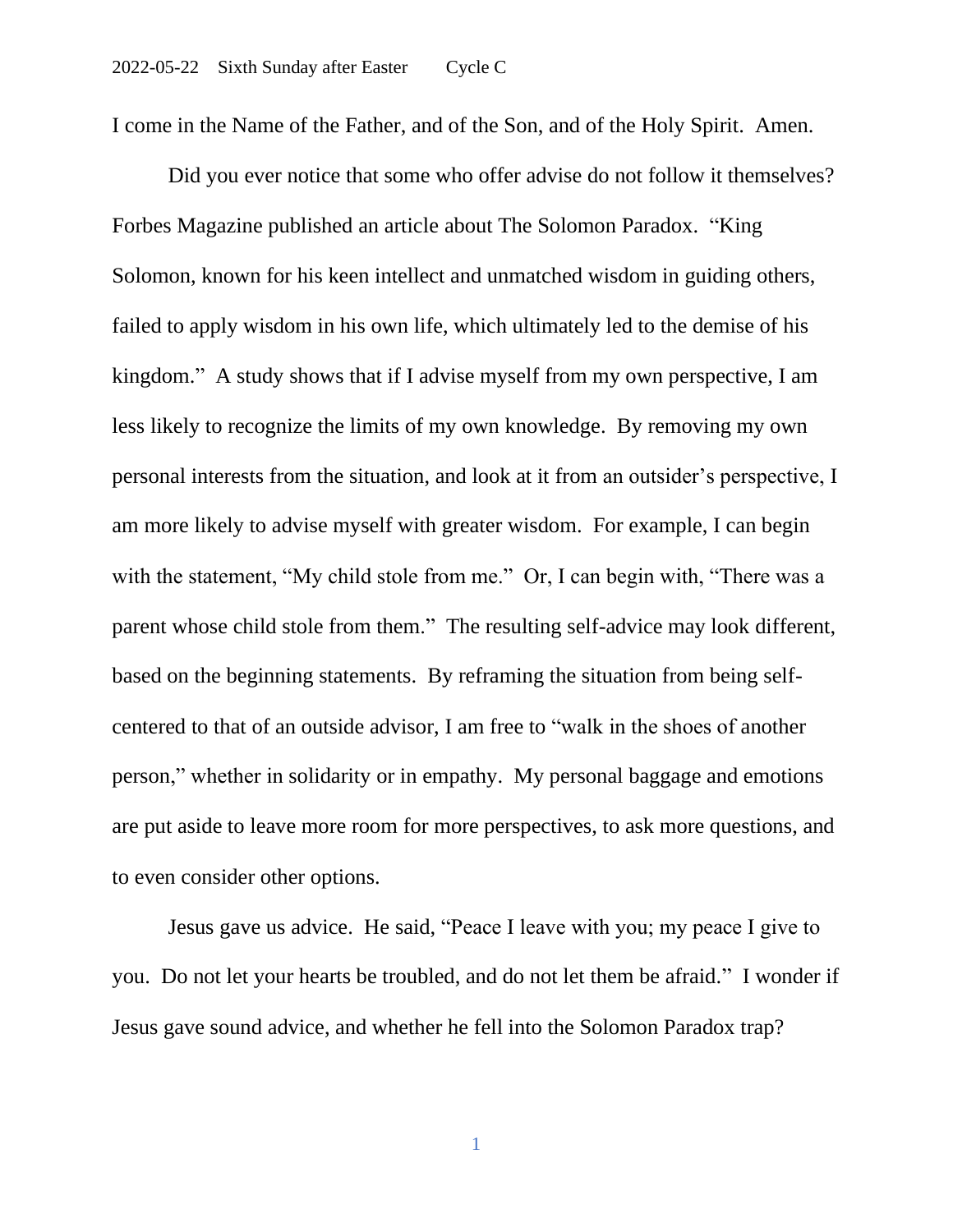2022-05-22 Sixth Sunday after Easter Cycle C

I come in the Name of the Father, and of the Son, and of the Holy Spirit. Amen.

Did you ever notice that some who offer advise do not follow it themselves? Forbes Magazine published an article about The Solomon Paradox. "King Solomon, known for his keen intellect and unmatched wisdom in guiding others, failed to apply wisdom in his own life, which ultimately led to the demise of his kingdom." A study shows that if I advise myself from my own perspective, I am less likely to recognize the limits of my own knowledge. By removing my own personal interests from the situation, and look at it from an outsider's perspective, I am more likely to advise myself with greater wisdom. For example, I can begin with the statement, "My child stole from me." Or, I can begin with, "There was a parent whose child stole from them." The resulting self-advice may look different, based on the beginning statements. By reframing the situation from being self-centered to that of an outside advisor, I am free to "walk in the shoes of another person," whether in solidarity or in empathy. My personal baggage and emotions are put aside to leave more room for more perspectives, to ask more questions, and to even consider other options.

Jesus gave us advice. He said, "Peace I leave with you; my peace I give to you. Do not let your hearts be troubled, and do not let them be afraid." I wonder if Jesus gave sound advice, and whether he fell into the Solomon Paradox trap?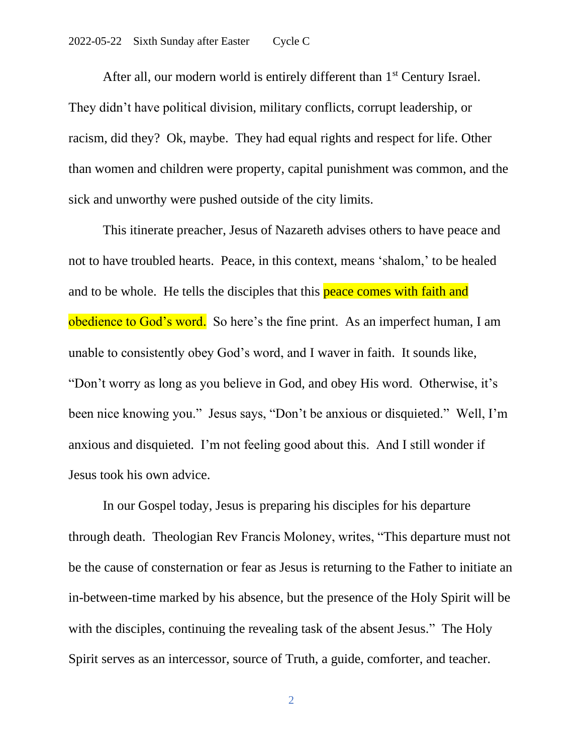After all, our modern world is entirely different than 1st Century Israel. They didn't have political division, military conflicts, corrupt leadership, or racism, did they? Ok, maybe. They had equal rights and respect for life. Other than women and children were property, capital punishment was common, and the sick and unworthy were pushed outside of the city limits.

This itinerate preacher, Jesus of Nazareth advises others to have peace and not to have troubled hearts. Peace, in this context, means 'shalom,' to be healed and to be whole. He tells the disciples that this peace comes with faith and obedience to God's word. So here's the fine print. As an imperfect human, I am unable to consistently obey God's word, and I waver in faith. It sounds like, "Don't worry as long as you believe in God, and obey His word. Otherwise, it's been nice knowing you." Jesus says, "Don't be anxious or disquieted." Well, I'm anxious and disquieted. I'm not feeling good about this. And I still wonder if Jesus took his own advice.

In our Gospel today, Jesus is preparing his disciples for his departure through death. Theologian Rev Francis Moloney, writes, "This departure must not be the cause of consternation or fear as Jesus is returning to the Father to initiate an in-between-time marked by his absence, but the presence of the Holy Spirit will be with the disciples, continuing the revealing task of the absent Jesus." The Holy Spirit serves as an intercessor, source of Truth, a guide, comforter, and teacher.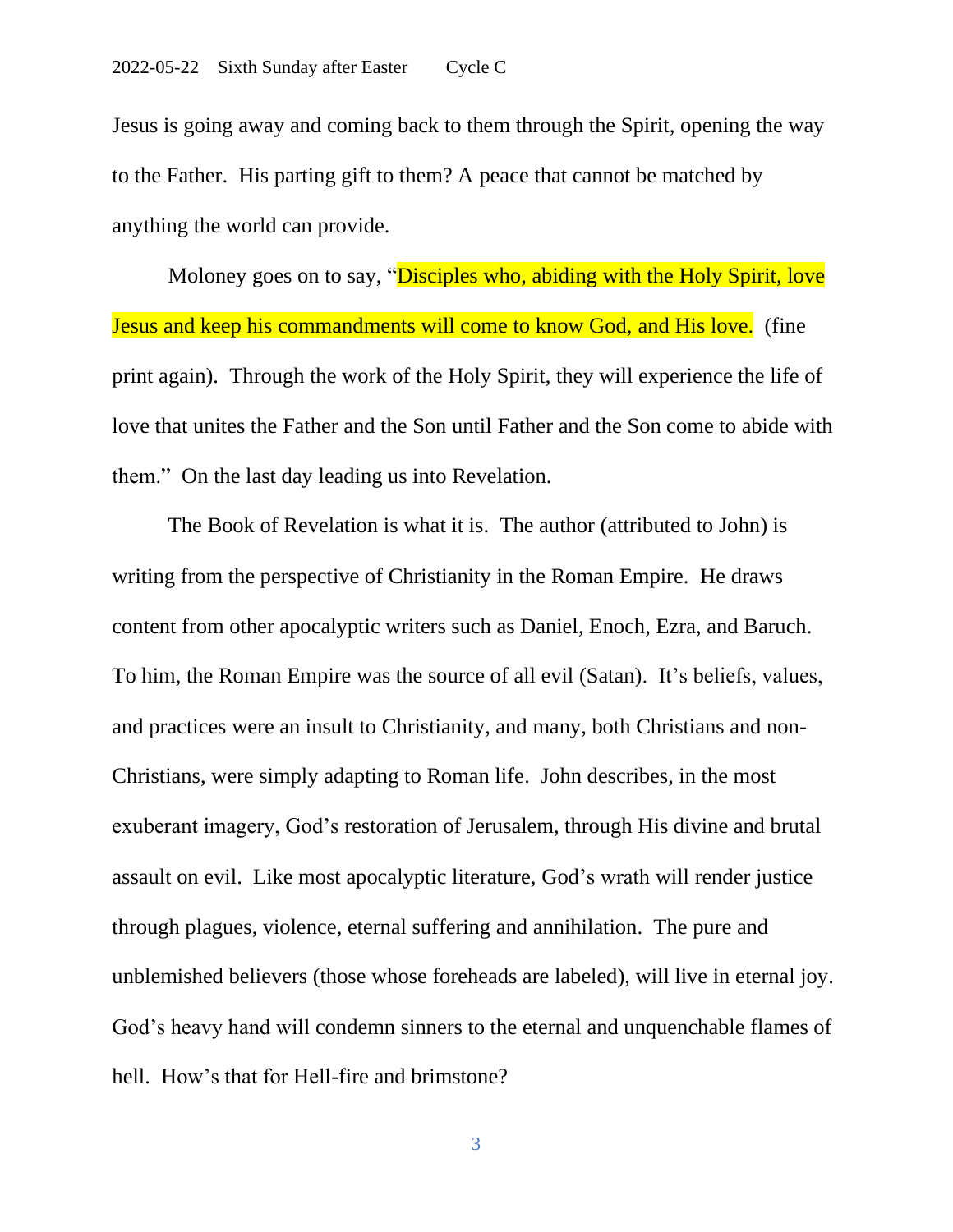Jesus is going away and coming back to them through the Spirit, opening the way to the Father. His parting gift to them? A peace that cannot be matched by anything the world can provide.

Moloney goes on to say, "Disciples who, abiding with the Holy Spirit, love Jesus and keep his commandments will come to know God, and His love. (fine print again). Through the work of the Holy Spirit, they will experience the life of love that unites the Father and the Son until Father and the Son come to abide with them." On the last day leading us into Revelation.

The Book of Revelation is what it is. The author (attributed to John) is writing from the perspective of Christianity in the Roman Empire. He draws content from other apocalyptic writers such as Daniel, Enoch, Ezra, and Baruch. To him, the Roman Empire was the source of all evil (Satan). It's beliefs, values, and practices were an insult to Christianity, and many, both Christians and non-Christians, were simply adapting to Roman life. John describes, in the most exuberant imagery, God's restoration of Jerusalem, through His divine and brutal assault on evil. Like most apocalyptic literature, God's wrath will render justice through plagues, violence, eternal suffering and annihilation. The pure and unblemished believers (those whose foreheads are labeled), will live in eternal joy. God's heavy hand will condemn sinners to the eternal and unquenchable flames of hell. How's that for Hell-fire and brimstone?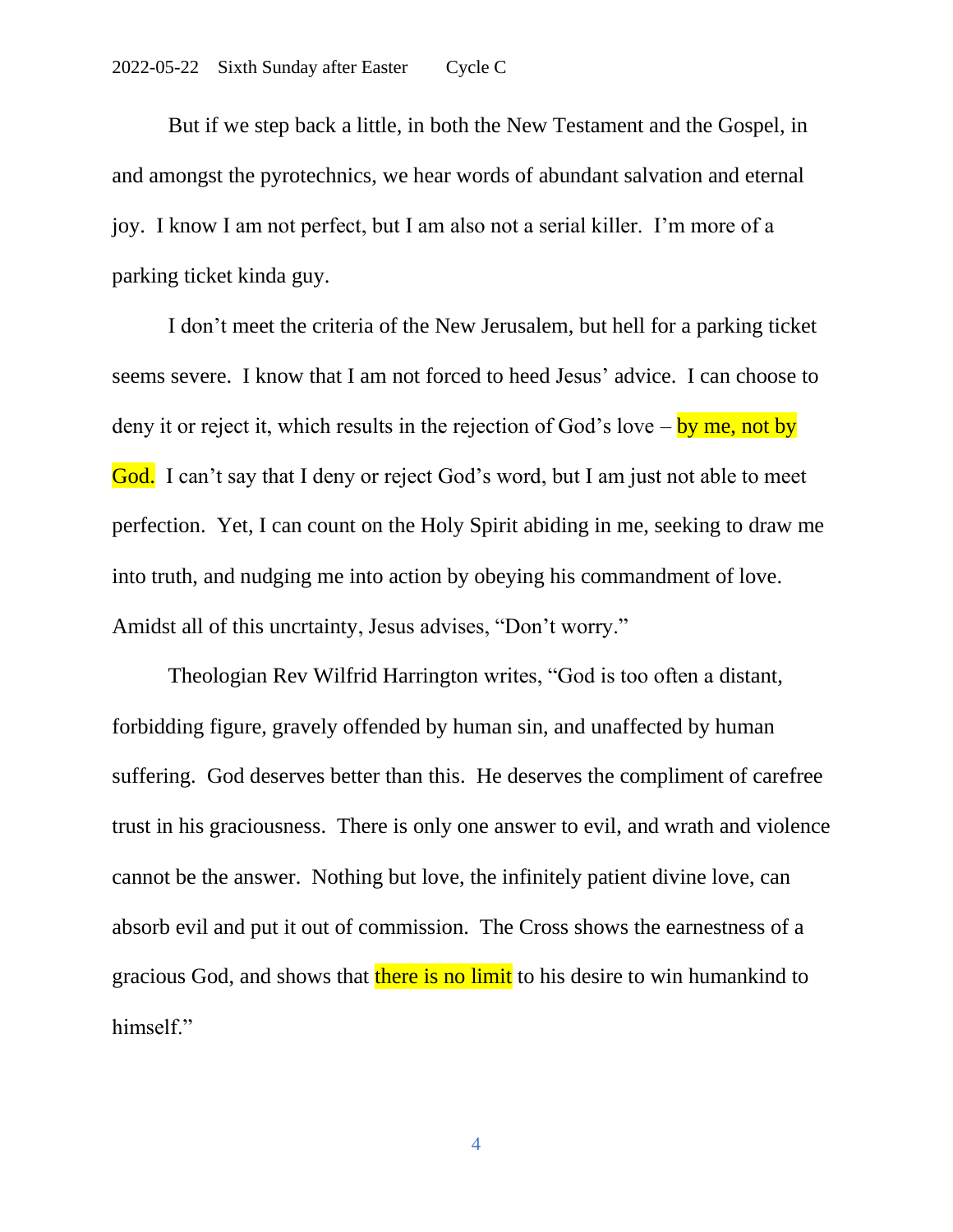But if we step back a little, in both the New Testament and the Gospel, in and amongst the pyrotechnics, we hear words of abundant salvation and eternal joy. I know I am not perfect, but I am also not a serial killer. I'm more of a parking ticket kinda guy.

I don't meet the criteria of the New Jerusalem, but hell for a parking ticket seems severe. I know that I am not forced to heed Jesus' advice. I can choose to deny it or reject it, which results in the rejection of God's love – by me, not by God. I can't say that I deny or reject God's word, but I am just not able to meet perfection. Yet, I can count on the Holy Spirit abiding in me, seeking to draw me into truth, and nudging me into action by obeying his commandment of love. Amidst all of this uncrtainty, Jesus advises, "Don't worry."

Theologian Rev Wilfrid Harrington writes, "God is too often a distant, forbidding figure, gravely offended by human sin, and unaffected by human suffering. God deserves better than this. He deserves the compliment of carefree trust in his graciousness. There is only one answer to evil, and wrath and violence cannot be the answer. Nothing but love, the infinitely patient divine love, can absorb evil and put it out of commission. The Cross shows the earnestness of a gracious God, and shows that there is no limit to his desire to win humankind to himself."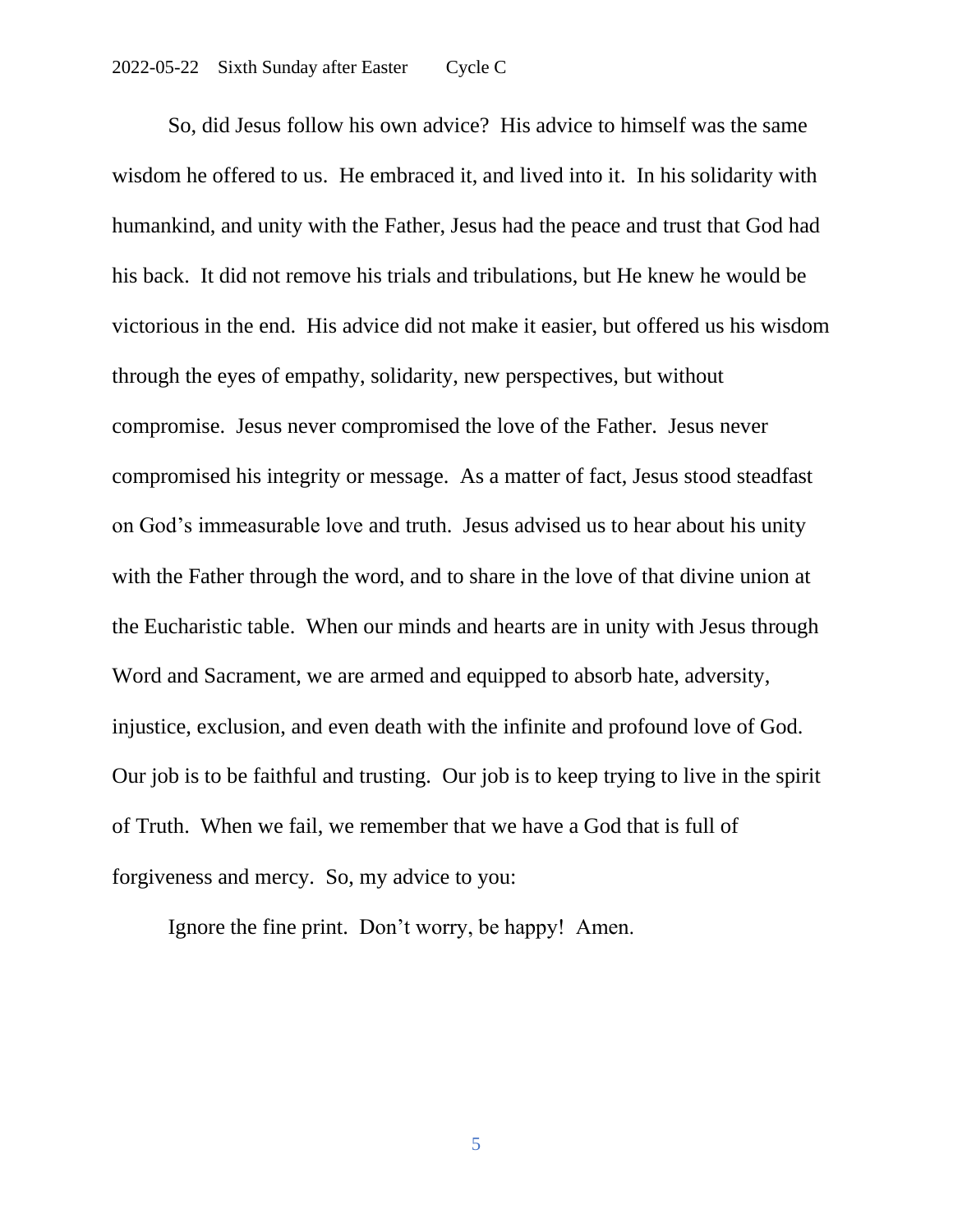So, did Jesus follow his own advice? His advice to himself was the same wisdom he offered to us. He embraced it, and lived into it. In his solidarity with humankind, and unity with the Father, Jesus had the peace and trust that God had his back. It did not remove his trials and tribulations, but He knew he would be victorious in the end. His advice did not make it easier, but offered us his wisdom through the eyes of empathy, solidarity, new perspectives, but without compromise. Jesus never compromised the love of the Father. Jesus never compromised his integrity or message. As a matter of fact, Jesus stood steadfast on God's immeasurable love and truth. Jesus advised us to hear about his unity with the Father through the word, and to share in the love of that divine union at the Eucharistic table. When our minds and hearts are in unity with Jesus through Word and Sacrament, we are armed and equipped to absorb hate, adversity, injustice, exclusion, and even death with the infinite and profound love of God. Our job is to be faithful and trusting. Our job is to keep trying to live in the spirit of Truth. When we fail, we remember that we have a God that is full of forgiveness and mercy. So, my advice to you:

Ignore the fine print. Don't worry, be happy! Amen.